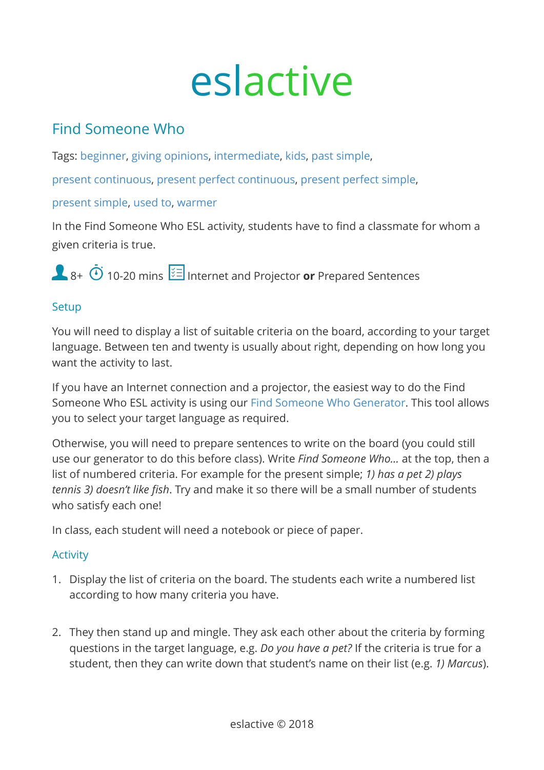# eslactive

## Find Someone Who

Tags: beginner, giving opinions, intermediate, kids, past simple, present continuous, present perfect continuous, present perfect simple, present simple, used to, warmer

In the Find Someone Who ESL activity, students have to find a classmate for whom a given criteria is true.

8+ 10-20 mins Internet and Projector **or** Prepared Sentences

### Setup

You will need to display a list of suitable criteria on the board, according to your target language. Between ten and twenty is usually about right, depending on how long you want the activity to last.

If you have an Internet connection and a projector, the easiest way to do the Find Someone Who ESL activity is using our Find Someone Who Generator. This tool allows you to select your target language as required.

Otherwise, you will need to prepare sentences to write on the board (you could still use our generator to do this before class). Write *Find Someone Who...* at the top, then a list of numbered criteria. For example for the present simple; *1) has a pet 2) plays tennis 3) doesn't like fish*. Try and make it so there will be a small number of students who satisfy each one!

In class, each student will need a notebook or piece of paper.

### Activity

1. Display the list of criteria on the board. The students each write a numbered list according to how many criteria you have.

2. They then stand up and mingle. They ask each other about the criteria by forming questions in the target language, e.g. *Do you have a pet?* If the criteria is true for a student, then they can write down that student's name on their list (e.g. *1) Marcus*).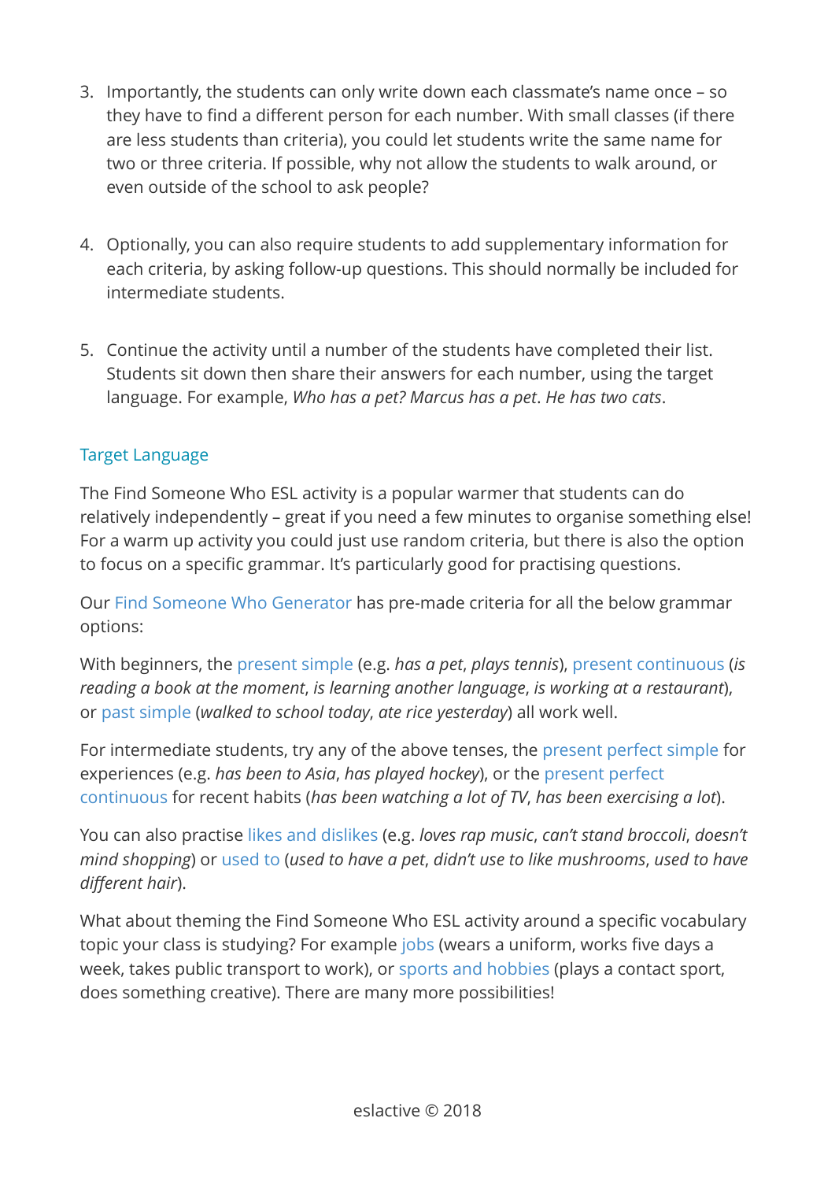3. Importantly, the students can only write down each classmate's name once – so they have to find a different person for each number. With small classes (if there are less students than criteria), you could let students write the same name for two or three criteria. If possible, why not allow the students to walk around, or even outside of the school to ask people?

4. Optionally, you can also require students to add supplementary information for each criteria, by asking follow-up questions. This should normally be included for intermediate students.

5. Continue the activity until a number of the students have completed their list. Students sit down then share their answers for each number, using the target language. For example, *Who has a pet? Marcus has a pet*. *He has two cats*.

## Target Language

The Find Someone Who ESL activity is a popular warmer that students can do relatively independently – great if you need a few minutes to organise something else! For a warm up activity you could just use random criteria, but there is also the option to focus on a specific grammar. It's particularly good for practising questions.

Our Find Someone Who Generator has pre-made criteria for all the below grammar options:

With beginners, the present simple (e.g. *has a pet*, *plays tennis*), present continuous (*is reading a book at the moment*, *is learning another language*, *is working at a restaurant*), or past simple (*walked to school today*, *ate rice yesterday*) all work well.

For intermediate students, try any of the above tenses, the present perfect simple for experiences (e.g. *has been to Asia*, *has played hockey*), or the present perfect continuous for recent habits (*has been watching a lot of TV*, *has been exercising a lot*).

You can also practise likes and dislikes (e.g. *loves rap music*, *can't stand broccoli*, *doesn't mind shopping*) or used to (*used to have a pet*, *didn't use to like mushrooms*, *used to have different hair*).

What about theming the Find Someone Who ESL activity around a specific vocabulary topic your class is studying? For example jobs (wears a uniform, works five days a week, takes public transport to work), or sports and hobbies (plays a contact sport, does something creative). There are many more possibilities!

eslactive © 2018